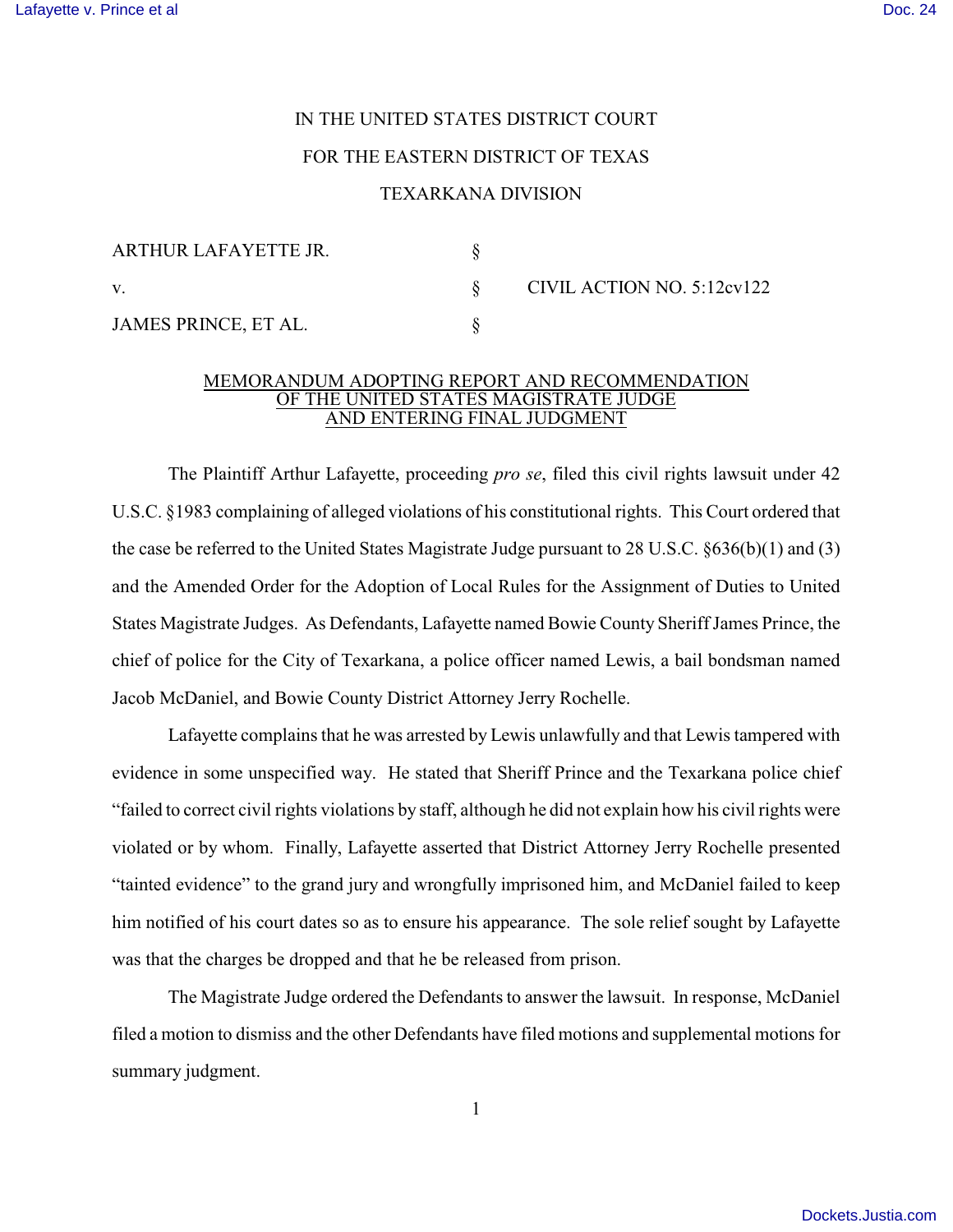IN THE UNITED STATES DISTRICT COURT

FOR THE EASTERN DISTRICT OF TEXAS

TEXARKANA DIVISION

| | | |
|---|---|---|
| ARTHUR LAFAYETTE JR. | § | |
| v. | § | CIVIL ACTION NO. 5:12cv122 |
| JAMES PRINCE, ET AL. | § | |

MEMORANDUM ADOPTING REPORT AND RECOMMENDATION OF THE UNITED STATES MAGISTRATE JUDGE AND ENTERING FINAL JUDGMENT

The Plaintiff Arthur Lafayette, proceeding *pro se*, filed this civil rights lawsuit under 42 U.S.C. §1983 complaining of alleged violations of his constitutional rights. This Court ordered that the case be referred to the United States Magistrate Judge pursuant to 28 U.S.C. §636(b)(1) and (3) and the Amended Order for the Adoption of Local Rules for the Assignment of Duties to United States Magistrate Judges. As Defendants, Lafayette named Bowie County Sheriff James Prince, the chief of police for the City of Texarkana, a police officer named Lewis, a bail bondsman named Jacob McDaniel, and Bowie County District Attorney Jerry Rochelle.

Lafayette complains that he was arrested by Lewis unlawfully and that Lewis tampered with evidence in some unspecified way. He stated that Sheriff Prince and the Texarkana police chief "failed to correct civil rights violations by staff, although he did not explain how his civil rights were violated or by whom. Finally, Lafayette asserted that District Attorney Jerry Rochelle presented "tainted evidence" to the grand jury and wrongfully imprisoned him, and McDaniel failed to keep him notified of his court dates so as to ensure his appearance. The sole relief sought by Lafayette was that the charges be dropped and that he be released from prison.

The Magistrate Judge ordered the Defendants to answer the lawsuit. In response, McDaniel filed a motion to dismiss and the other Defendants have filed motions and supplemental motions for summary judgment.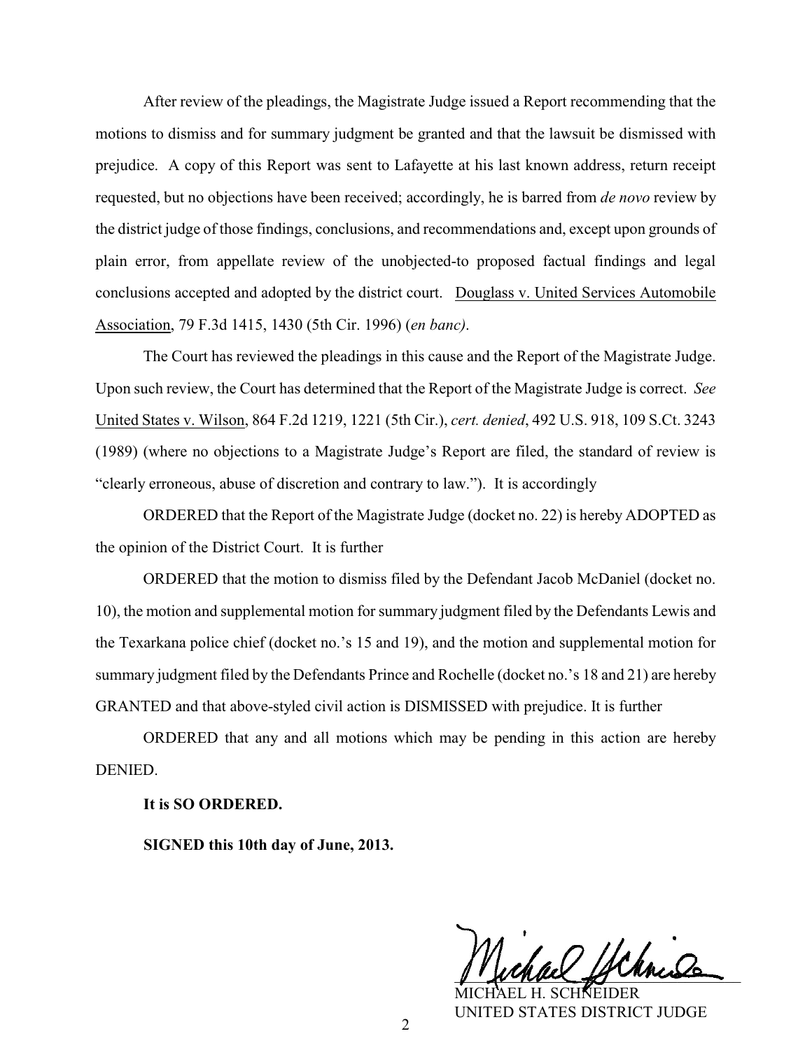After review of the pleadings, the Magistrate Judge issued a Report recommending that the motions to dismiss and for summary judgment be granted and that the lawsuit be dismissed with prejudice. A copy of this Report was sent to Lafayette at his last known address, return receipt requested, but no objections have been received; accordingly, he is barred from *de novo* review by the district judge of those findings, conclusions, and recommendations and, except upon grounds of plain error, from appellate review of the unobjected-to proposed factual findings and legal conclusions accepted and adopted by the district court. Douglass v. United Services Automobile Association, 79 F.3d 1415, 1430 (5th Cir. 1996) (*en banc)*.

The Court has reviewed the pleadings in this cause and the Report of the Magistrate Judge. Upon such review, the Court has determined that the Report of the Magistrate Judge is correct. *See* United States v. Wilson, 864 F.2d 1219, 1221 (5th Cir.), *cert. denied*, 492 U.S. 918, 109 S.Ct. 3243 (1989) (where no objections to a Magistrate Judge's Report are filed, the standard of review is "clearly erroneous, abuse of discretion and contrary to law."). It is accordingly

ORDERED that the Report of the Magistrate Judge (docket no. 22) is hereby ADOPTED as the opinion of the District Court. It is further

ORDERED that the motion to dismiss filed by the Defendant Jacob McDaniel (docket no. 10), the motion and supplemental motion for summary judgment filed by the Defendants Lewis and the Texarkana police chief (docket no.'s 15 and 19), and the motion and supplemental motion for summary judgment filed by the Defendants Prince and Rochelle (docket no.'s 18 and 21) are hereby GRANTED and that above-styled civil action is DISMISSED with prejudice. It is further

ORDERED that any and all motions which may be pending in this action are hereby DENIED.

**It is SO ORDERED.**

**SIGNED this 10th day of June, 2013.**

MICHAEL H. SCHNEIDER
UNITED STATES DISTRICT JUDGE